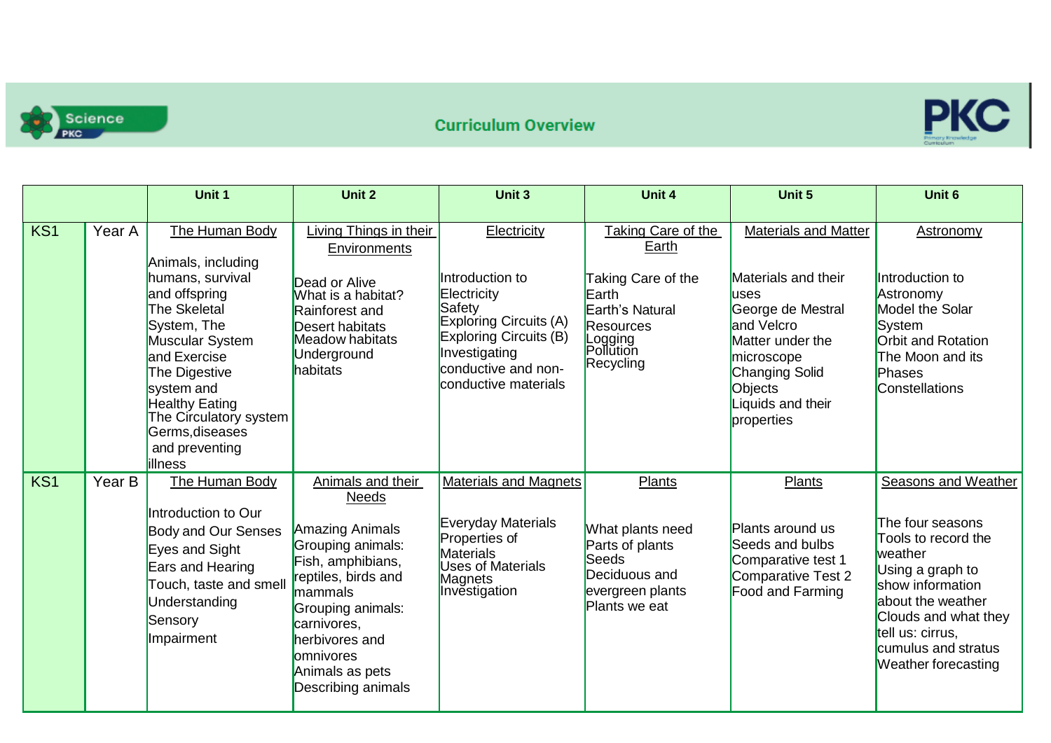# Curriculum Overview

| | | Unit 1 | Unit 2 | Unit 3 | Unit 4 | Unit 5 | Unit 6 |
|---|---|---|---|---|---|---|---|
| KS1 | Year A | The Human Body<br><br>Animals, including humans, survival and offspring<br>The Skeletal System, The Muscular System and Exercise<br>The Digestive system and Healthy Eating<br>The Circulatory system<br>Germs,diseases and preventing illness | Living Things in their Environments<br><br>Dead or Alive<br>What is a habitat?<br>Rainforest and Desert habitats<br>Meadow habitats<br>Underground habitats | Electricity<br><br>Introduction to Electricity<br>Safety<br>Exploring Circuits (A)<br>Exploring Circuits (B)<br>Investigating conductive and non-conductive materials | Taking Care of the Earth<br><br>Taking Care of the Earth<br>Earth's Natural Resources<br>Logging<br>Pollution<br>Recycling | Materials and Matter<br><br>Materials and their uses<br>George de Mestral and Velcro<br>Matter under the microscope<br>Changing Solid Objects<br>Liquids and their properties | Astronomy<br><br>Introduction to Astronomy<br>Model the Solar System<br>Orbit and Rotation<br>The Moon and its Phases<br>Constellations |
| KS1 | Year B | The Human Body<br><br>Introduction to Our Body and Our Senses<br>Eyes and Sight<br>Ears and Hearing<br>Touch, taste and smell<br>Understanding Sensory Impairment | Animals and their Needs<br><br>Amazing Animals<br>Grouping animals: Fish, amphibians, reptiles, birds and mammals<br>Grouping animals: carnivores, herbivores and omnivores<br>Animals as pets<br>Describing animals | Materials and Magnets<br><br>Everyday Materials<br>Properties of Materials<br>Uses of Materials<br>Magnets<br>Investigation | Plants<br><br>What plants need<br>Parts of plants<br>Seeds<br>Deciduous and evergreen plants<br>Plants we eat | Plants<br><br>Plants around us<br>Seeds and bulbs<br>Comparative test 1<br>Comparative Test 2<br>Food and Farming | Seasons and Weather<br><br>The four seasons<br>Tools to record the weather<br>Using a graph to show information about the weather<br>Clouds and what they tell us: cirrus, cumulus and stratus<br>Weather forecasting |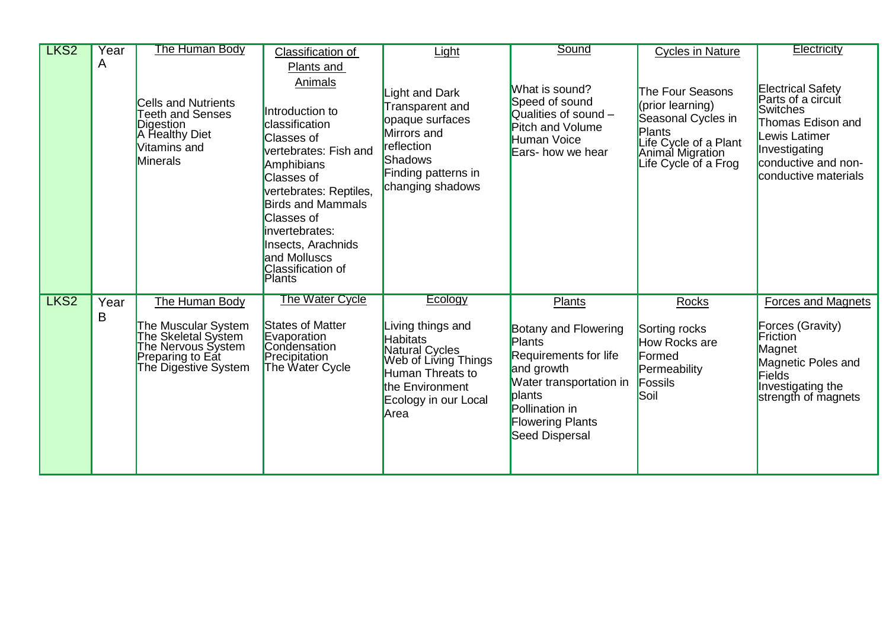| LKS2 | Year A | The Human Body<br><br>Cells and Nutrients<br>Teeth and Senses<br>Digestion<br>A Healthy Diet<br>Vitamins and Minerals | Classification of Plants and Animals<br><br>Introduction to classification<br>Classes of vertebrates: Fish and Amphibians<br>Classes of vertebrates: Reptiles, Birds and Mammals<br>Classes of invertebrates: Insects, Arachnids and Molluscs<br>Classification of Plants | Light<br><br>Light and Dark<br>Transparent and opaque surfaces<br>Mirrors and reflection<br>Shadows<br>Finding patterns in changing shadows | Sound<br><br>What is sound?<br>Speed of sound<br>Qualities of sound – Pitch and Volume<br>Human Voice<br>Ears- how we hear | Cycles in Nature<br><br>The Four Seasons (prior learning)<br>Seasonal Cycles in Plants<br>Life Cycle of a Plant<br>Animal Migration<br>Life Cycle of a Frog | Electricity<br><br>Electrical Safety<br>Parts of a circuit<br>Switches<br>Thomas Edison and Lewis Latimer<br>Investigating conductive and non-conductive materials |
|---|---|---|---|---|---|---|---|
| LKS2 | Year B | The Human Body<br><br>The Muscular System<br>The Skeletal System<br>The Nervous System<br>Preparing to Eat<br>The Digestive System | The Water Cycle<br><br>States of Matter<br>Evaporation<br>Condensation<br>Precipitation<br>The Water Cycle | Ecology<br><br>Living things and Habitats<br>Natural Cycles<br>Web of Living Things<br>Human Threats to the Environment<br>Ecology in our Local Area | Plants<br><br>Botany and Flowering Plants<br>Requirements for life and growth<br>Water transportation in plants<br>Pollination in Flowering Plants<br>Seed Dispersal | Rocks<br><br>Sorting rocks<br>How Rocks are Formed<br>Permeability<br>Fossils<br>Soil | Forces and Magnets<br><br>Forces (Gravity)<br>Friction<br>Magnet<br>Magnetic Poles and Fields<br>Investigating the strength of magnets |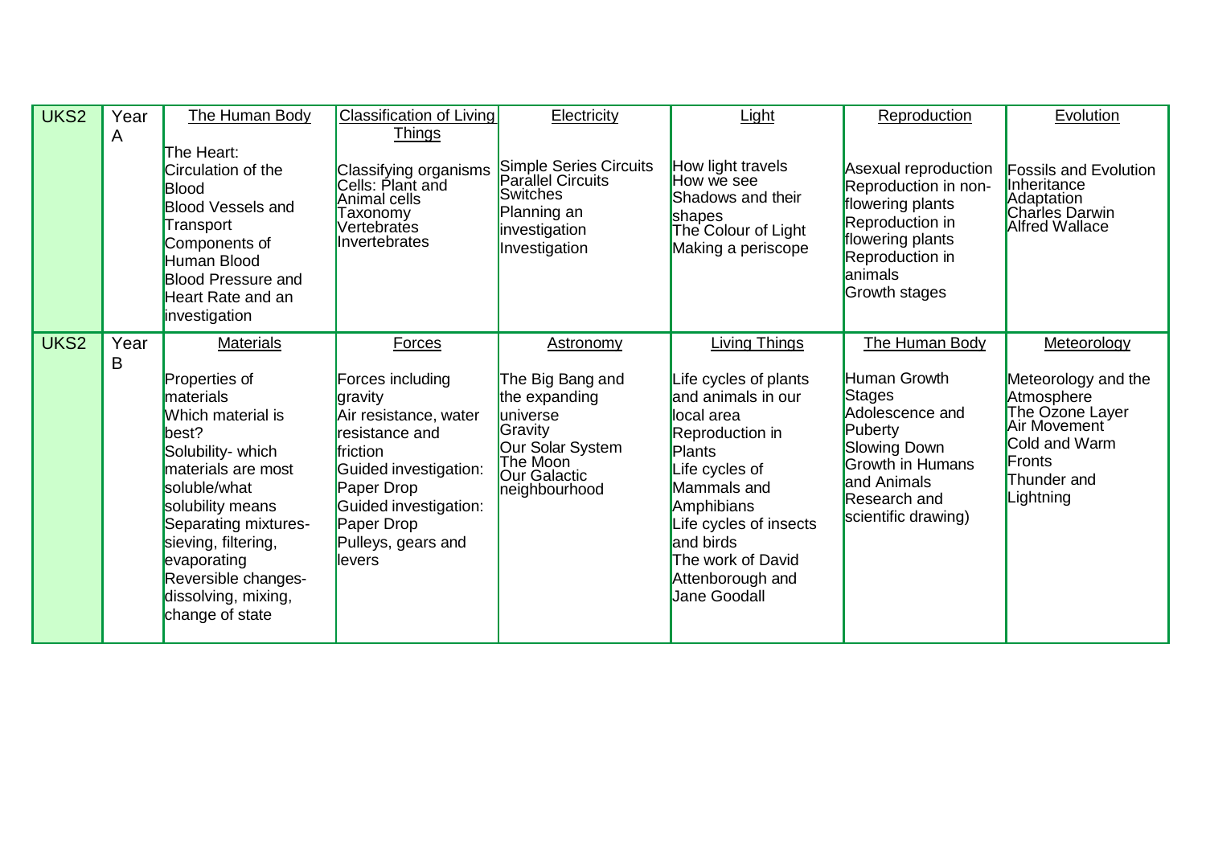| | | | | | | | |
|---|---|---|---|---|---|---|---|
| UKS2 | Year A | The Human Body<br><br>The Heart: Circulation of the Blood<br>Blood Vessels and Transport<br>Components of Human Blood<br>Blood Pressure and Heart Rate and an investigation | Classification of Living Things<br><br>Classifying organisms<br>Cells: Plant and Animal cells<br>Taxonomy<br>Vertebrates<br>Invertebrates | Electricity<br><br>Simple Series Circuits<br>Parallel Circuits<br>Switches<br>Planning an investigation<br>Investigation | Light<br><br>How light travels<br>How we see<br>Shadows and their shapes<br>The Colour of Light<br>Making a periscope | Reproduction<br><br>Asexual reproduction<br>Reproduction in non-flowering plants<br>Reproduction in flowering plants<br>Reproduction in animals<br>Growth stages | Evolution<br><br>Fossils and Evolution<br>Inheritance<br>Adaptation<br>Charles Darwin<br>Alfred Wallace |
| UKS2 | Year B | Materials<br><br>Properties of materials<br>Which material is best?<br>Solubility- which materials are most soluble/what solubility means<br>Separating mixtures- sieving, filtering, evaporating<br>Reversible changes- dissolving, mixing, change of state | Forces<br><br>Forces including gravity<br>Air resistance, water resistance and friction<br>Guided investigation: Paper Drop<br>Guided investigation: Paper Drop<br>Pulleys, gears and levers | Astronomy<br><br>The Big Bang and the expanding universe<br>Gravity<br>Our Solar System<br>The Moon<br>Our Galactic neighbourhood | Living Things<br><br>Life cycles of plants and animals in our local area<br>Reproduction in Plants<br>Life cycles of Mammals and Amphibians<br>Life cycles of insects and birds<br>The work of David Attenborough and Jane Goodall | The Human Body<br><br>Human Growth Stages<br>Adolescence and Puberty<br>Slowing Down<br>Growth in Humans and Animals<br>Research and scientific drawing) | Meteorology<br><br>Meteorology and the Atmosphere<br>The Ozone Layer<br>Air Movement<br>Cold and Warm Fronts<br>Thunder and Lightning |